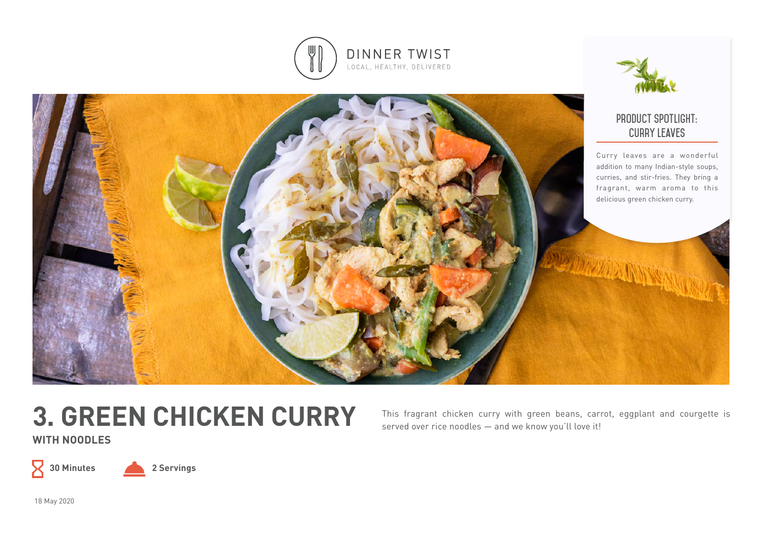DINNER TWIST

LOCAL, HEALTHY, DELIVERED

## PRODUCT SPOTLIGHT: CURRY LEAVES

Curry leaves are a wonderful addition to many Indian-style soups, curries, and stir-fries. They bring a fragrant, warm aroma to this delicious green chicken curry.

# 3. GREEN CHICKEN CURRY

### WITH NOODLES

This fragrant chicken curry with green beans, carrot, eggplant and courgette is served over rice noodles — and we know you'll love it!

**30 Minutes** **2 Servings**

18 May 2020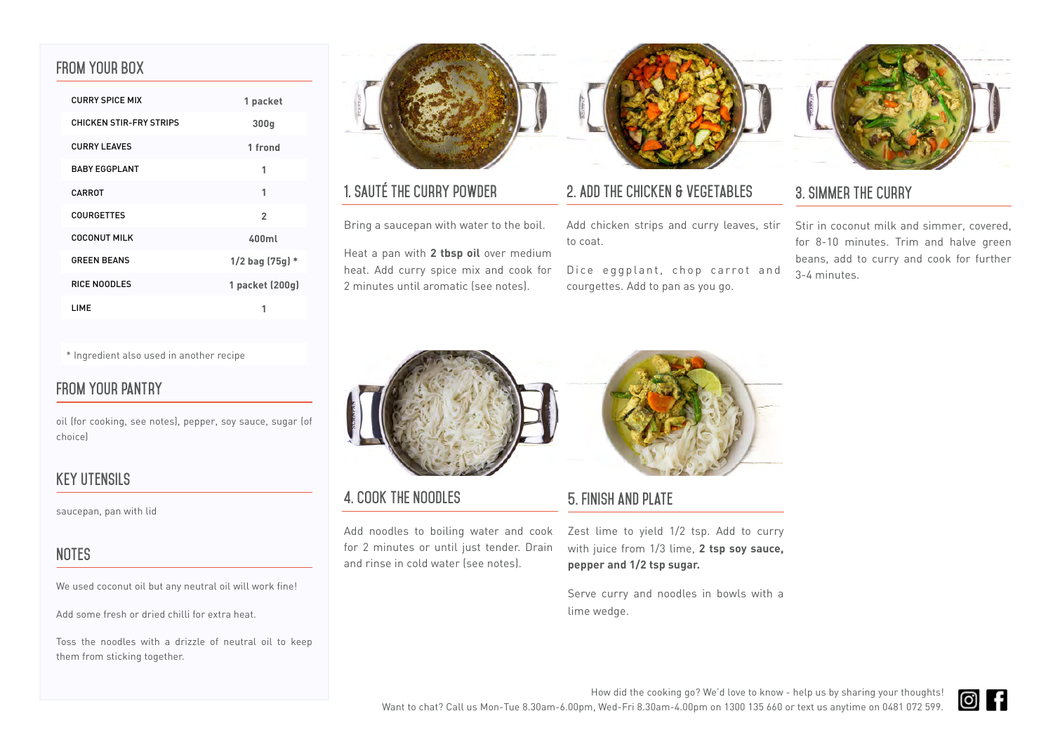## FROM YOUR BOX

| | |
|---|---|
| CURRY SPICE MIX | 1 packet |
| CHICKEN STIR-FRY STRIPS | 300g |
| CURRY LEAVES | 1 frond |
| BABY EGGPLANT | 1 |
| CARROT | 1 |
| COURGETTES | 2 |
| COCONUT MILK | 400ml |
| GREEN BEANS | 1/2 bag (75g) * |
| RICE NOODLES | 1 packet (200g) |
| LIME | 1 |

* Ingredient also used in another recipe

## FROM YOUR PANTRY

oil (for cooking, see notes), pepper, soy sauce, sugar (of choice)

## KEY UTENSILS

saucepan, pan with lid

## NOTES

We used coconut oil but any neutral oil will work fine!

Add some fresh or dried chilli for extra heat.

Toss the noodles with a drizzle of neutral oil to keep them from sticking together.

## 1. SAUTÉ THE CURRY POWDER

Bring a saucepan with water to the boil.

Heat a pan with **2 tbsp oil** over medium heat. Add curry spice mix and cook for 2 minutes until aromatic (see notes).

## 2. ADD THE CHICKEN & VEGETABLES

Add chicken strips and curry leaves, stir to coat.

Dice eggplant, chop carrot and courgettes. Add to pan as you go.

## 3. SIMMER THE CURRY

Stir in coconut milk and simmer, covered, for 8-10 minutes. Trim and halve green beans, add to curry and cook for further 3-4 minutes.

## 4. COOK THE NOODLES

Add noodles to boiling water and cook for 2 minutes or until just tender. Drain and rinse in cold water (see notes).

## 5. FINISH AND PLATE

Zest lime to yield 1/2 tsp. Add to curry with juice from 1/3 lime, **2 tsp soy sauce, pepper and 1/2 tsp sugar.**

Serve curry and noodles in bowls with a lime wedge.

How did the cooking go? We'd love to know - help us by sharing your thoughts!
Want to chat? Call us Mon-Tue 8.30am-6.00pm, Wed-Fri 8.30am-4.00pm on 1300 135 660 or text us anytime on 0481 072 599.